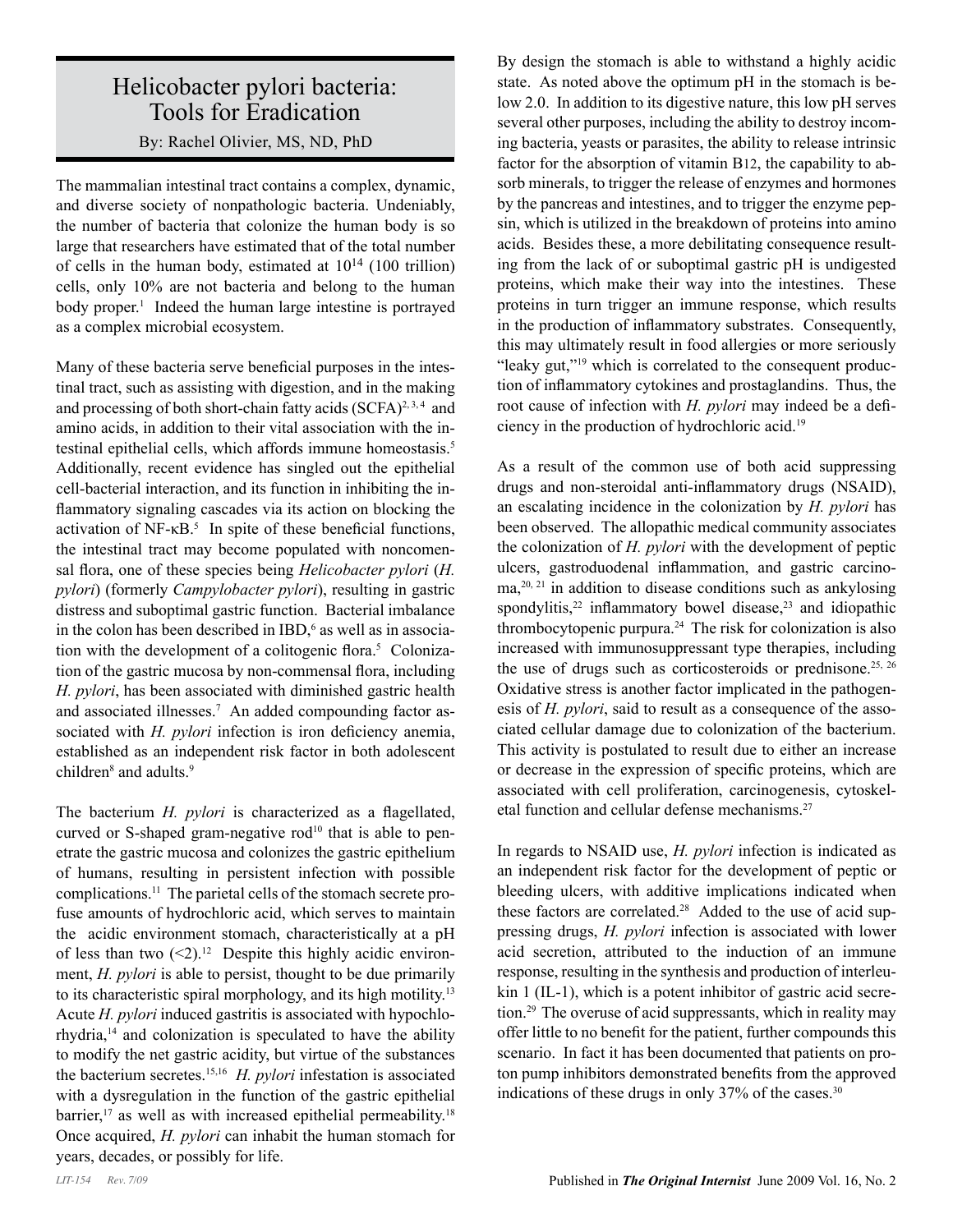# Helicobacter pylori bacteria: Tools for Eradication

By: Rachel Olivier, MS, ND, PhD

The mammalian intestinal tract contains a complex, dynamic, and diverse society of nonpathologic bacteria. Undeniably, the number of bacteria that colonize the human body is so large that researchers have estimated that of the total number of cells in the human body, estimated at $10^{14}$ (100 trillion) cells, only 10% are not bacteria and belong to the human body proper.[1] Indeed the human large intestine is portrayed as a complex microbial ecosystem.

Many of these bacteria serve beneficial purposes in the intestinal tract, such as assisting with digestion, and in the making and processing of both short-chain fatty acids (SCFA)[2, 3, 4] and amino acids, in addition to their vital association with the intestinal epithelial cells, which affords immune homeostasis.[5] Additionally, recent evidence has singled out the epithelial cell-bacterial interaction, and its function in inhibiting the inflammatory signaling cascades via its action on blocking the activation of NF-κB.[5] In spite of these beneficial functions, the intestinal tract may become populated with noncomensal flora, one of these species being *Helicobacter pylori* (*H. pylori*) (formerly *Campylobacter pylori*), resulting in gastric distress and suboptimal gastric function. Bacterial imbalance in the colon has been described in IBD,[6] as well as in association with the development of a colitogenic flora.[5] Colonization of the gastric mucosa by non-commensal flora, including *H. pylori*, has been associated with diminished gastric health and associated illnesses.[7] An added compounding factor associated with *H. pylori* infection is iron deficiency anemia, established as an independent risk factor in both adolescent children[8] and adults.[9]

The bacterium *H. pylori* is characterized as a flagellated, curved or S-shaped gram-negative rod[10] that is able to penetrate the gastric mucosa and colonizes the gastric epithelium of humans, resulting in persistent infection with possible complications.[11] The parietal cells of the stomach secrete profuse amounts of hydrochloric acid, which serves to maintain the acidic environment stomach, characteristically at a pH of less than two (<2).[12] Despite this highly acidic environment, *H. pylori* is able to persist, thought to be due primarily to its characteristic spiral morphology, and its high motility.[13] Acute *H. pylori* induced gastritis is associated with hypochlorhydria,[14] and colonization is speculated to have the ability to modify the net gastric acidity, but virtue of the substances the bacterium secretes.[15,16] *H. pylori* infestation is associated with a dysregulation in the function of the gastric epithelial barrier,[17] as well as with increased epithelial permeability.[18] Once acquired, *H. pylori* can inhabit the human stomach for years, decades, or possibly for life.

By design the stomach is able to withstand a highly acidic state. As noted above the optimum pH in the stomach is below 2.0. In addition to its digestive nature, this low pH serves several other purposes, including the ability to destroy incoming bacteria, yeasts or parasites, the ability to release intrinsic factor for the absorption of vitamin B12, the capability to absorb minerals, to trigger the release of enzymes and hormones by the pancreas and intestines, and to trigger the enzyme pepsin, which is utilized in the breakdown of proteins into amino acids. Besides these, a more debilitating consequence resulting from the lack of or suboptimal gastric pH is undigested proteins, which make their way into the intestines. These proteins in turn trigger an immune response, which results in the production of inflammatory substrates. Consequently, this may ultimately result in food allergies or more seriously "leaky gut,"[19] which is correlated to the consequent production of inflammatory cytokines and prostaglandins. Thus, the root cause of infection with *H. pylori* may indeed be a deficiency in the production of hydrochloric acid.[19]

As a result of the common use of both acid suppressing drugs and non-steroidal anti-inflammatory drugs (NSAID), an escalating incidence in the colonization by *H. pylori* has been observed. The allopathic medical community associates the colonization of *H. pylori* with the development of peptic ulcers, gastroduodenal inflammation, and gastric carcinoma,[20, 21] in addition to disease conditions such as ankylosing spondylitis,[22] inflammatory bowel disease,[23] and idiopathic thrombocytopenic purpura.[24] The risk for colonization is also increased with immunosuppressant type therapies, including the use of drugs such as corticosteroids or prednisone.[25, 26] Oxidative stress is another factor implicated in the pathogenesis of *H. pylori*, said to result as a consequence of the associated cellular damage due to colonization of the bacterium. This activity is postulated to result due to either an increase or decrease in the expression of specific proteins, which are associated with cell proliferation, carcinogenesis, cytoskeletal function and cellular defense mechanisms.[27]

In regards to NSAID use, *H. pylori* infection is indicated as an independent risk factor for the development of peptic or bleeding ulcers, with additive implications indicated when these factors are correlated.[28] Added to the use of acid suppressing drugs, *H. pylori* infection is associated with lower acid secretion, attributed to the induction of an immune response, resulting in the synthesis and production of interleukin 1 (IL-1), which is a potent inhibitor of gastric acid secretion.[29] The overuse of acid suppressants, which in reality may offer little to no benefit for the patient, further compounds this scenario. In fact it has been documented that patients on proton pump inhibitors demonstrated benefits from the approved indications of these drugs in only 37% of the cases.[30]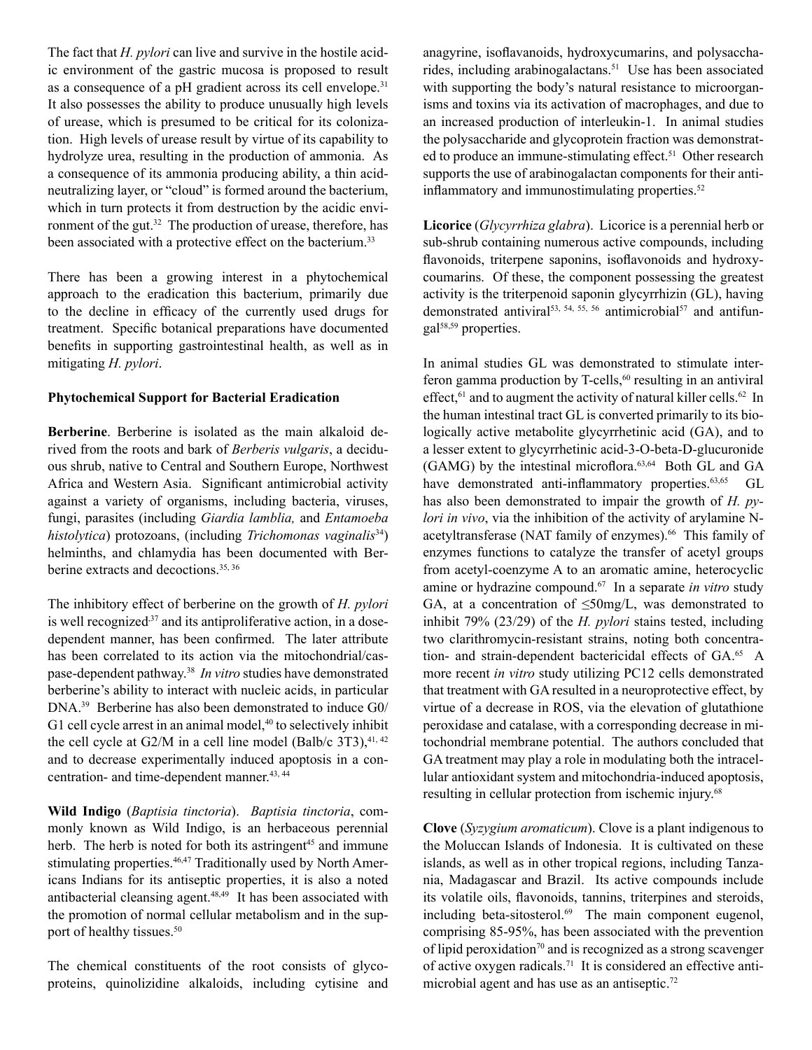The fact that *H. pylori* can live and survive in the hostile acidic environment of the gastric mucosa is proposed to result as a consequence of a pH gradient across its cell envelope.[31] It also possesses the ability to produce unusually high levels of urease, which is presumed to be critical for its colonization. High levels of urease result by virtue of its capability to hydrolyze urea, resulting in the production of ammonia. As a consequence of its ammonia producing ability, a thin acid-neutralizing layer, or "cloud" is formed around the bacterium, which in turn protects it from destruction by the acidic environment of the gut.[32] The production of urease, therefore, has been associated with a protective effect on the bacterium.[33]

There has been a growing interest in a phytochemical approach to the eradication this bacterium, primarily due to the decline in efficacy of the currently used drugs for treatment. Specific botanical preparations have documented benefits in supporting gastrointestinal health, as well as in mitigating *H. pylori*.

**Phytochemical Support for Bacterial Eradication**

**Berberine**. Berberine is isolated as the main alkaloid derived from the roots and bark of *Berberis vulgaris*, a deciduous shrub, native to Central and Southern Europe, Northwest Africa and Western Asia. Significant antimicrobial activity against a variety of organisms, including bacteria, viruses, fungi, parasites (including *Giardia lamblia,* and *Entamoeba histolytica*) protozoans, (including *Trichomonas vaginalis*[34]) helminths, and chlamydia has been documented with Berberine extracts and decoctions.[35, 36]

The inhibitory effect of berberine on the growth of *H. pylori* is well recognized[37] and its antiproliferative action, in a dose-dependent manner, has been confirmed. The later attribute has been correlated to its action via the mitochondrial/caspase-dependent pathway.[38] *In vitro* studies have demonstrated berberine's ability to interact with nucleic acids, in particular DNA.[39] Berberine has also been demonstrated to induce G0/G1 cell cycle arrest in an animal model,[40] to selectively inhibit the cell cycle at G2/M in a cell line model (Balb/c 3T3),[41, 42] and to decrease experimentally induced apoptosis in a concentration- and time-dependent manner.[43, 44]

**Wild Indigo** (*Baptisia tinctoria*). *Baptisia tinctoria*, commonly known as Wild Indigo, is an herbaceous perennial herb. The herb is noted for both its astringent[45] and immune stimulating properties.[46,47] Traditionally used by North Americans Indians for its antiseptic properties, it is also a noted antibacterial cleansing agent.[48,49] It has been associated with the promotion of normal cellular metabolism and in the support of healthy tissues.[50]

The chemical constituents of the root consists of glycoproteins, quinolizidine alkaloids, including cytisine and anagyrine, isoflavanoids, hydroxycumarins, and polysaccharides, including arabinogalactans.[51] Use has been associated with supporting the body's natural resistance to microorganisms and toxins via its activation of macrophages, and due to an increased production of interleukin-1. In animal studies the polysaccharide and glycoprotein fraction was demonstrated to produce an immune-stimulating effect.[51] Other research supports the use of arabinogalactan components for their anti-inflammatory and immunostimulating properties.[52]

**Licorice** (*Glycyrrhiza glabra*). Licorice is a perennial herb or sub-shrub containing numerous active compounds, including flavonoids, triterpene saponins, isoflavonoids and hydroxycoumarins. Of these, the component possessing the greatest activity is the triterpenoid saponin glycyrrhizin (GL), having demonstrated antiviral[53, 54, 55, 56] antimicrobial[57] and antifungal[58,59] properties.

In animal studies GL was demonstrated to stimulate interferon gamma production by T-cells,[60] resulting in an antiviral effect,[61] and to augment the activity of natural killer cells.[62] In the human intestinal tract GL is converted primarily to its biologically active metabolite glycyrrhetinic acid (GA), and to a lesser extent to glycyrrhetinic acid-3-O-beta-D-glucuronide (GAMG) by the intestinal microflora.[63,64] Both GL and GA have demonstrated anti-inflammatory properties.[63,65] GL has also been demonstrated to impair the growth of *H. pylori in vivo*, via the inhibition of the activity of arylamine N-acetyltransferase (NAT family of enzymes).[66] This family of enzymes functions to catalyze the transfer of acetyl groups from acetyl-coenzyme A to an aromatic amine, heterocyclic amine or hydrazine compound.[67] In a separate *in vitro* study GA, at a concentration of $\leq$50mg/L, was demonstrated to inhibit 79% (23/29) of the *H. pylori* stains tested, including two clarithromycin-resistant strains, noting both concentration- and strain-dependent bactericidal effects of GA.[65] A more recent *in vitro* study utilizing PC12 cells demonstrated that treatment with GA resulted in a neuroprotective effect, by virtue of a decrease in ROS, via the elevation of glutathione peroxidase and catalase, with a corresponding decrease in mitochondrial membrane potential. The authors concluded that GA treatment may play a role in modulating both the intracellular antioxidant system and mitochondria-induced apoptosis, resulting in cellular protection from ischemic injury.[68]

**Clove** (*Syzygium aromaticum*). Clove is a plant indigenous to the Moluccan Islands of Indonesia. It is cultivated on these islands, as well as in other tropical regions, including Tanzania, Madagascar and Brazil. Its active compounds include its volatile oils, flavonoids, tannins, triterpines and steroids, including beta-sitosterol.[69] The main component eugenol, comprising 85-95%, has been associated with the prevention of lipid peroxidation[70] and is recognized as a strong scavenger of active oxygen radicals.[71] It is considered an effective antimicrobial agent and has use as an antiseptic.[72]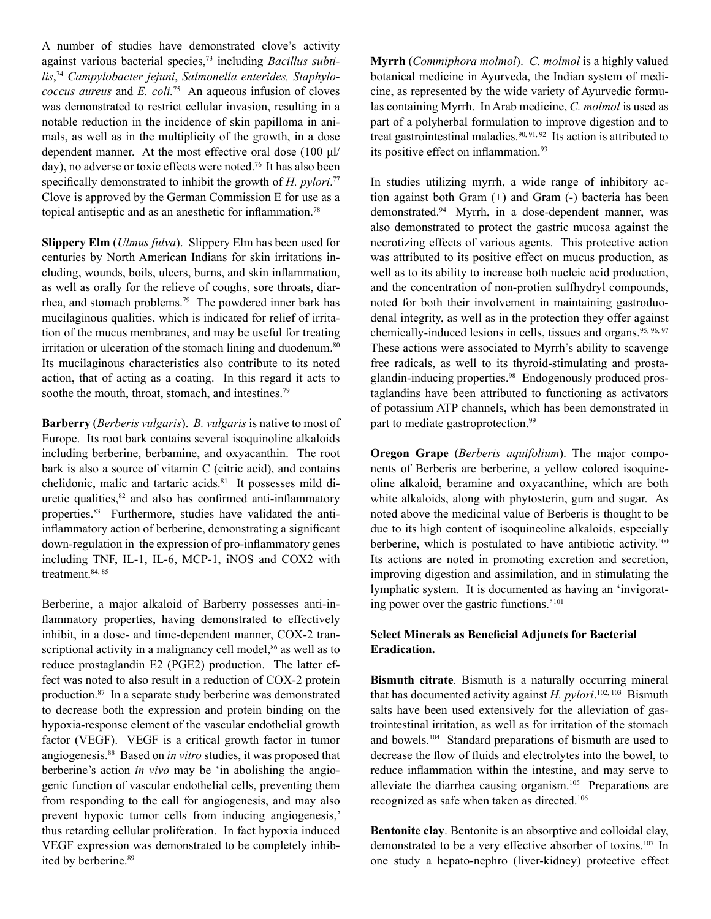A number of studies have demonstrated clove's activity against various bacterial species,[73] including *Bacillus subtilis*,[74] *Campylobacter jejuni*, *Salmonella enterides, Staphylococcus aureus* and *E. coli.*[75] An aqueous infusion of cloves was demonstrated to restrict cellular invasion, resulting in a notable reduction in the incidence of skin papilloma in animals, as well as in the multiplicity of the growth, in a dose dependent manner. At the most effective oral dose (100 μl/day), no adverse or toxic effects were noted.[76] It has also been specifically demonstrated to inhibit the growth of *H. pylori*.[77] Clove is approved by the German Commission E for use as a topical antiseptic and as an anesthetic for inflammation.[78]

**Slippery Elm** (*Ulmus fulva*). Slippery Elm has been used for centuries by North American Indians for skin irritations including, wounds, boils, ulcers, burns, and skin inflammation, as well as orally for the relieve of coughs, sore throats, diarrhea, and stomach problems.[79] The powdered inner bark has mucilaginous qualities, which is indicated for relief of irritation of the mucus membranes, and may be useful for treating irritation or ulceration of the stomach lining and duodenum.[80] Its mucilaginous characteristics also contribute to its noted action, that of acting as a coating. In this regard it acts to soothe the mouth, throat, stomach, and intestines.[79]

**Barberry** (*Berberis vulgaris*). *B. vulgaris* is native to most of Europe. Its root bark contains several isoquinoline alkaloids including berberine, berbamine, and oxyacanthin. The root bark is also a source of vitamin C (citric acid), and contains chelidonic, malic and tartaric acids.[81] It possesses mild diuretic qualities,[82] and also has confirmed anti-inflammatory properties.[83] Furthermore, studies have validated the anti-inflammatory action of berberine, demonstrating a significant down-regulation in the expression of pro-inflammatory genes including TNF, IL-1, IL-6, MCP-1, iNOS and COX2 with treatment.[84, 85]

Berberine, a major alkaloid of Barberry possesses anti-inflammatory properties, having demonstrated to effectively inhibit, in a dose- and time-dependent manner, COX-2 transcriptional activity in a malignancy cell model,[86] as well as to reduce prostaglandin E2 (PGE2) production. The latter effect was noted to also result in a reduction of COX-2 protein production.[87] In a separate study berberine was demonstrated to decrease both the expression and protein binding on the hypoxia-response element of the vascular endothelial growth factor (VEGF). VEGF is a critical growth factor in tumor angiogenesis.[88] Based on *in vitro* studies, it was proposed that berberine's action *in vivo* may be 'in abolishing the angiogenic function of vascular endothelial cells, preventing them from responding to the call for angiogenesis, and may also prevent hypoxic tumor cells from inducing angiogenesis,' thus retarding cellular proliferation. In fact hypoxia induced VEGF expression was demonstrated to be completely inhibited by berberine.[89]

**Myrrh** (*Commiphora molmol*). *C. molmol* is a highly valued botanical medicine in Ayurveda, the Indian system of medicine, as represented by the wide variety of Ayurvedic formulas containing Myrrh. In Arab medicine, *C. molmol* is used as part of a polyherbal formulation to improve digestion and to treat gastrointestinal maladies.[90, 91, 92] Its action is attributed to its positive effect on inflammation.[93]

In studies utilizing myrrh, a wide range of inhibitory action against both Gram (+) and Gram (-) bacteria has been demonstrated.[94] Myrrh, in a dose-dependent manner, was also demonstrated to protect the gastric mucosa against the necrotizing effects of various agents. This protective action was attributed to its positive effect on mucus production, as well as to its ability to increase both nucleic acid production, and the concentration of non-protien sulfhydryl compounds, noted for both their involvement in maintaining gastroduodenal integrity, as well as in the protection they offer against chemically-induced lesions in cells, tissues and organs.[95, 96, 97] These actions were associated to Myrrh's ability to scavenge free radicals, as well to its thyroid-stimulating and prostaglandin-inducing properties.[98] Endogenously produced prostaglandins have been attributed to functioning as activators of potassium ATP channels, which has been demonstrated in part to mediate gastroprotection.[99]

**Oregon Grape** (*Berberis aquifolium*). The major components of Berberis are berberine, a yellow colored isoquineoline alkaloid, beramine and oxyacanthine, which are both white alkaloids, along with phytosterin, gum and sugar. As noted above the medicinal value of Berberis is thought to be due to its high content of isoquineoline alkaloids, especially berberine, which is postulated to have antibiotic activity.[100] Its actions are noted in promoting excretion and secretion, improving digestion and assimilation, and in stimulating the lymphatic system. It is documented as having an 'invigorating power over the gastric functions.'[101]

### Select Minerals as Beneficial Adjuncts for Bacterial Eradication.

**Bismuth citrate**. Bismuth is a naturally occurring mineral that has documented activity against *H. pylori*.[102, 103] Bismuth salts have been used extensively for the alleviation of gastrointestinal irritation, as well as for irritation of the stomach and bowels.[104] Standard preparations of bismuth are used to decrease the flow of fluids and electrolytes into the bowel, to reduce inflammation within the intestine, and may serve to alleviate the diarrhea causing organism.[105] Preparations are recognized as safe when taken as directed.[106]

**Bentonite clay**. Bentonite is an absorptive and colloidal clay, demonstrated to be a very effective absorber of toxins.[107] In one study a hepato-nephro (liver-kidney) protective effect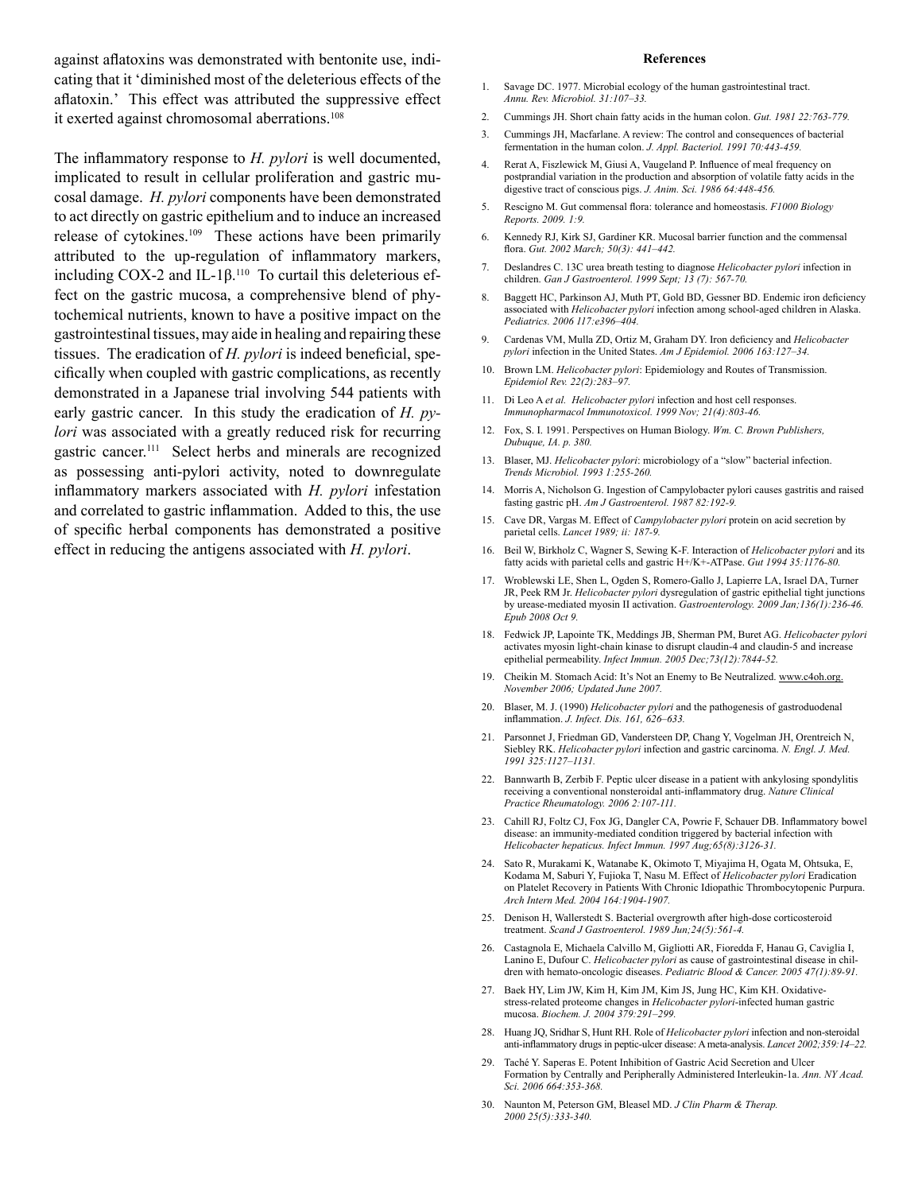against aflatoxins was demonstrated with bentonite use, indicating that it 'diminished most of the deleterious effects of the aflatoxin.' This effect was attributed the suppressive effect it exerted against chromosomal aberrations.[108]

The inflammatory response to *H. pylori* is well documented, implicated to result in cellular proliferation and gastric mucosal damage. *H. pylori* components have been demonstrated to act directly on gastric epithelium and to induce an increased release of cytokines.[109] These actions have been primarily attributed to the up-regulation of inflammatory markers, including COX-2 and IL-1β.[110] To curtail this deleterious effect on the gastric mucosa, a comprehensive blend of phytochemical nutrients, known to have a positive impact on the gastrointestinal tissues, may aide in healing and repairing these tissues. The eradication of *H. pylori* is indeed beneficial, specifically when coupled with gastric complications, as recently demonstrated in a Japanese trial involving 544 patients with early gastric cancer. In this study the eradication of *H. pylori* was associated with a greatly reduced risk for recurring gastric cancer.[111] Select herbs and minerals are recognized as possessing anti-pylori activity, noted to downregulate inflammatory markers associated with *H. pylori* infestation and correlated to gastric inflammation. Added to this, the use of specific herbal components has demonstrated a positive effect in reducing the antigens associated with *H. pylori*.

## References

1. Savage DC. 1977. Microbial ecology of the human gastrointestinal tract. *Annu. Rev. Microbiol. 31:107–33.*
2. Cummings JH. Short chain fatty acids in the human colon. *Gut. 1981 22:763-779.*
3. Cummings JH, Macfarlane. A review: The control and consequences of bacterial fermentation in the human colon. *J. Appl. Bacteriol. 1991 70:443-459.*
4. Rerat A, Fiszlewick M, Giusi A, Vaugeland P. Influence of meal frequency on postprandial variation in the production and absorption of volatile fatty acids in the digestive tract of conscious pigs. *J. Anim. Sci. 1986 64:448-456.*
5. Rescigno M. Gut commensal flora: tolerance and homeostasis. *F1000 Biology Reports. 2009. 1:9.*
6. Kennedy RJ, Kirk SJ, Gardiner KR. Mucosal barrier function and the commensal flora. *Gut. 2002 March; 50(3): 441–442.*
7. Deslandres C. 13C urea breath testing to diagnose *Helicobacter pylori* infection in children. *Gan J Gastroenterol. 1999 Sept; 13 (7): 567-70.*
8. Baggett HC, Parkinson AJ, Muth PT, Gold BD, Gessner BD. Endemic iron deficiency associated with *Helicobacter pylori* infection among school-aged children in Alaska. *Pediatrics. 2006 117:e396–404.*
9. Cardenas VM, Mulla ZD, Ortiz M, Graham DY. Iron deficiency and *Helicobacter pylori* infection in the United States. *Am J Epidemiol. 2006 163:127–34.*
10. Brown LM. *Helicobacter pylori*: Epidemiology and Routes of Transmission. *Epidemiol Rev. 22(2):283–97.*
11. Di Leo A *et al. Helicobacter pylori* infection and host cell responses. *Immunopharmacol Immunotoxicol. 1999 Nov; 21(4):803-46.*
12. Fox, S. I. 1991. Perspectives on Human Biology. *Wm. C. Brown Publishers, Dubuque, IA. p. 380.*
13. Blaser, MJ. *Helicobacter pylori*: microbiology of a "slow" bacterial infection. *Trends Microbiol. 1993 1:255-260.*
14. Morris A, Nicholson G. Ingestion of Campylobacter pylori causes gastritis and raised fasting gastric pH. *Am J Gastroenterol. 1987 82:192-9.*
15. Cave DR, Vargas M. Effect of *Campylobacter pylori* protein on acid secretion by parietal cells. *Lancet 1989; ii: 187-9.*
16. Beil W, Birkholz C, Wagner S, Sewing K-F. Interaction of *Helicobacter pylori* and its fatty acids with parietal cells and gastric H+/K+-ATPase. *Gut 1994 35:1176-80.*
17. Wroblewski LE, Shen L, Ogden S, Romero-Gallo J, Lapierre LA, Israel DA, Turner JR, Peek RM Jr. *Helicobacter pylori* dysregulation of gastric epithelial tight junctions by urease-mediated myosin II activation. *Gastroenterology. 2009 Jan;136(1):236-46. Epub 2008 Oct 9.*
18. Fedwick JP, Lapointe TK, Meddings JB, Sherman PM, Buret AG. *Helicobacter pylori* activates myosin light-chain kinase to disrupt claudin-4 and claudin-5 and increase epithelial permeability. *Infect Immun. 2005 Dec;73(12):7844-52.*
19. Cheikin M. Stomach Acid: It's Not an Enemy to Be Neutralized. www.c4oh.org. *November 2006; Updated June 2007.*
20. Blaser, M. J. (1990) *Helicobacter pylori* and the pathogenesis of gastroduodenal inflammation. *J. Infect. Dis. 161, 626–633.*
21. Parsonnet J, Friedman GD, Vandersteen DP, Chang Y, Vogelman JH, Orentreich N, Siebley RK. *Helicobacter pylori* infection and gastric carcinoma. *N. Engl. J. Med. 1991 325:1127–1131.*
22. Bannwarth B, Zerbib F. Peptic ulcer disease in a patient with ankylosing spondylitis receiving a conventional nonsteroidal anti-inflammatory drug. *Nature Clinical Practice Rheumatology. 2006 2:107-111.*
23. Cahill RJ, Foltz CJ, Fox JG, Dangler CA, Powrie F, Schauer DB. Inflammatory bowel disease: an immunity-mediated condition triggered by bacterial infection with *Helicobacter hepaticus. Infect Immun. 1997 Aug;65(8):3126-31.*
24. Sato R, Murakami K, Watanabe K, Okimoto T, Miyajima H, Ogata M, Ohtsuka, E, Kodama M, Saburi Y, Fujioka T, Nasu M. Effect of *Helicobacter pylori* Eradication on Platelet Recovery in Patients With Chronic Idiopathic Thrombocytopenic Purpura. *Arch Intern Med. 2004 164:1904-1907.*
25. Denison H, Wallerstedt S. Bacterial overgrowth after high-dose corticosteroid treatment. *Scand J Gastroenterol. 1989 Jun;24(5):561-4.*
26. Castagnola E, Michaela Calvillo M, Gigliotti AR, Fioredda F, Hanau G, Caviglia I, Lanino E, Dufour C. *Helicobacter pylori* as cause of gastrointestinal disease in children with hemato-oncologic diseases. *Pediatric Blood & Cancer. 2005 47(1):89-91.*
27. Baek HY, Lim JW, Kim H, Kim JM, Kim JS, Jung HC, Kim KH. Oxidative-stress-related proteome changes in *Helicobacter pylori*-infected human gastric mucosa. *Biochem. J. 2004 379:291–299.*
28. Huang JQ, Sridhar S, Hunt RH. Role of *Helicobacter pylori* infection and non-steroidal anti-inflammatory drugs in peptic-ulcer disease: A meta-analysis. *Lancet 2002;359:14–22.*
29. Taché Y. Saperas E. Potent Inhibition of Gastric Acid Secretion and Ulcer Formation by Centrally and Peripherally Administered Interleukin-1a. *Ann. NY Acad. Sci. 2006 664:353-368.*
30. Naunton M, Peterson GM, Bleasel MD. *J Clin Pharm & Therap. 2000 25(5):333-340.*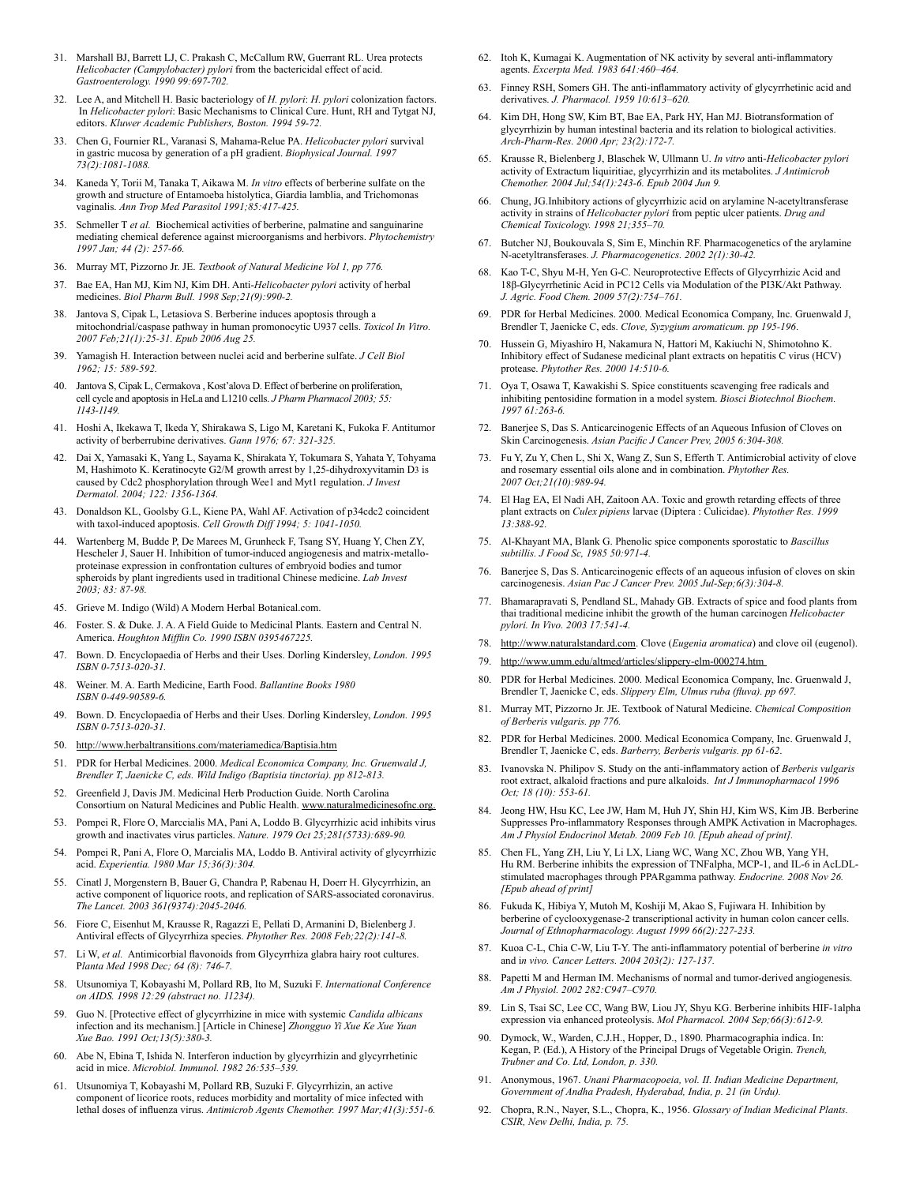31. Marshall BJ, Barrett LJ, C. Prakash C, McCallum RW, Guerrant RL. Urea protects *Helicobacter (Campylobacter) pylori* from the bactericidal effect of acid. *Gastroenterology. 1990 99:697-702.*

32. Lee A, and Mitchell H. Basic bacteriology of *H. pylori*: *H. pylori* colonization factors. In *Helicobacter pylori*: Basic Mechanisms to Clinical Cure. Hunt, RH and Tytgat NJ, editors. *Kluwer Academic Publishers, Boston. 1994 59-72.*

33. Chen G, Fournier RL, Varanasi S, Mahama-Relue PA. *Helicobacter pylori* survival in gastric mucosa by generation of a pH gradient. *Biophysical Journal. 1997 73(2):1081-1088.*

34. Kaneda Y, Torii M, Tanaka T, Aikawa M. *In vitro* effects of berberine sulfate on the growth and structure of Entamoeba histolytica, Giardia lamblia, and Trichomonas vaginalis. *Ann Trop Med Parasitol 1991;85:417-425.*

35. Schmeller T *et al.* Biochemical activities of berberine, palmatine and sanguinarine mediating chemical deference against microorganisms and herbivors. *Phytochemistry 1997 Jan; 44 (2): 257-66.*

36. Murray MT, Pizzorno Jr. JE. *Textbook of Natural Medicine Vol 1, pp 776.*

37. Bae EA, Han MJ, Kim NJ, Kim DH. Anti-*Helicobacter pylori* activity of herbal medicines. *Biol Pharm Bull. 1998 Sep;21(9):990-2.*

38. Jantova S, Cipak L, Letasiova S. Berberine induces apoptosis through a mitochondrial/caspase pathway in human promonocytic U937 cells. *Toxicol In Vitro. 2007 Feb;21(1):25-31. Epub 2006 Aug 25.*

39. Yamagish H. Interaction between nuclei acid and berberine sulfate. *J Cell Biol 1962; 15: 589-592.*

40. Jantova S, Cipak L, Cermakova , Kost'alova D. Effect of berberine on proliferation, cell cycle and apoptosis in HeLa and L1210 cells. *J Pharm Pharmacol 2003; 55: 1143-1149.*

41. Hoshi A, Ikekawa T, Ikeda Y, Shirakawa S, Ligo M, Karetani K, Fukoka F. Antitumor activity of berberrubine derivatives. *Gann 1976; 67: 321-325.*

42. Dai X, Yamasaki K, Yang L, Sayama K, Shirakata Y, Tokumara S, Yahata Y, Tohyama M, Hashimoto K. Keratinocyte G2/M growth arrest by 1,25-dihydroxyvitamin $D_3$ is caused by Cdc2 phosphorylation through Wee1 and Myt1 regulation. *J Invest Dermatol. 2004; 122: 1356-1364.*

43. Donaldson KL, Goolsby G.L, Kiene PA, Wahl AF. Activation of p34cdc2 coincident with taxol-induced apoptosis. *Cell Growth Diff 1994; 5: 1041-1050.*

44. Wartenberg M, Budde P, De Marees M, Grunheck F, Tsang SY, Huang Y, Chen ZY, Hescheler J, Sauer H. Inhibition of tumor-induced angiogenesis and matrix-metallo-proteinase expression in confrontation cultures of embryoid bodies and tumor spheroids by plant ingredients used in traditional Chinese medicine. *Lab Invest 2003; 83: 87-98.*

45. Grieve M. Indigo (Wild) A Modern Herbal Botanical.com.

46. Foster. S. & Duke. J. A. A Field Guide to Medicinal Plants. Eastern and Central N. America. *Houghton Mifflin Co. 1990 ISBN 0395467225.*

47. Bown. D. Encyclopaedia of Herbs and their Uses. Dorling Kindersley, *London. 1995 ISBN 0-7513-020-31.*

48. Weiner. M. A. Earth Medicine, Earth Food. *Ballantine Books 1980 ISBN 0-449-90589-6.*

49. Bown. D. Encyclopaedia of Herbs and their Uses. Dorling Kindersley, *London. 1995 ISBN 0-7513-020-31.*

50. http://www.herbaltransitions.com/materiamedica/Baptisia.htm

51. PDR for Herbal Medicines. 2000. *Medical Economica Company, Inc. Gruenwald J, Brendler T, Jaenicke C, eds. Wild Indigo (Baptisia tinctoria). pp 812-813.*

52. Greenfield J, Davis JM. Medicinal Herb Production Guide. North Carolina Consortium on Natural Medicines and Public Health. www.naturalmedicinesofnc.org.

53. Pompei R, Flore O, Marccialis MA, Pani A, Loddo B. Glycyrrhizic acid inhibits virus growth and inactivates virus particles. *Nature. 1979 Oct 25;281(5733):689-90.*

54. Pompei R, Pani A, Flore O, Marcialis MA, Loddo B. Antiviral activity of glycyrrhizic acid. *Experientia. 1980 Mar 15;36(3):304.*

55. Cinatl J, Morgenstern B, Bauer G, Chandra P, Rabenau H, Doerr H. Glycyrrhizin, an active component of liquorice roots, and replication of SARS-associated coronavirus. *The Lancet. 2003 361(9374):2045-2046.*

56. Fiore C, Eisenhut M, Krausse R, Ragazzi E, Pellati D, Armanini D, Bielenberg J. Antiviral effects of Glycyrrhiza species. *Phytother Res. 2008 Feb;22(2):141-8.*

57. Li W, *et al.* Antimicorbial flavonoids from Glycyrrhiza glabra hairy root cultures. P*lanta Med 1998 Dec; 64 (8): 746-7.*

58. Utsunomiya T, Kobayashi M, Pollard RB, Ito M, Suzuki F. *International Conference on AIDS. 1998 12:29 (abstract no. 11234).*

59. Guo N. [Protective effect of glycyrrhizine in mice with systemic *Candida albicans* infection and its mechanism.] [Article in Chinese] *Zhongguo Yi Xue Ke Xue Yuan Xue Bao. 1991 Oct;13(5):380-3.*

60. Abe N, Ebina T, Ishida N. Interferon induction by glycyrrhizin and glycyrrhetinic acid in mice. *Microbiol. Immunol. 1982 26:535–539.*

61. Utsunomiya T, Kobayashi M, Pollard RB, Suzuki F. Glycyrrhizin, an active component of licorice roots, reduces morbidity and mortality of mice infected with lethal doses of influenza virus. *Antimicrob Agents Chemother. 1997 Mar;41(3):551-6.*

62. Itoh K, Kumagai K. Augmentation of NK activity by several anti-inflammatory agents. *Excerpta Med. 1983 641:460–464.*

63. Finney RSH, Somers GH. The anti-inflammatory activity of glycyrrhetinic acid and derivatives. *J. Pharmacol. 1959 10:613–620.*

64. Kim DH, Hong SW, Kim BT, Bae EA, Park HY, Han MJ. Biotransformation of glycyrrhizin by human intestinal bacteria and its relation to biological activities. *Arch-Pharm-Res. 2000 Apr; 23(2):172-7.*

65. Krausse R, Bielenberg J, Blaschek W, Ullmann U. *In vitro* anti-*Helicobacter pylori* activity of Extractum liquiritiae, glycyrrhizin and its metabolites. *J Antimicrob Chemother. 2004 Jul;54(1):243-6. Epub 2004 Jun 9.*

66. Chung, JG.Inhibitory actions of glycyrrhizic acid on arylamine N-acetyltransferase activity in strains of *Helicobacter pylori* from peptic ulcer patients. *Drug and Chemical Toxicology. 1998 21;355–70.*

67. Butcher NJ, Boukouvala S, Sim E, Minchin RF. Pharmacogenetics of the arylamine N-acetyltransferases. *J. Pharmacogenetics. 2002 2(1):30-42.*

68. Kao T-C, Shyu M-H, Yen G-C. Neuroprotective Effects of Glycyrrhizic Acid and 18β-Glycyrrhetinic Acid in PC12 Cells via Modulation of the PI3K/Akt Pathway. *J. Agric. Food Chem. 2009 57(2):754–761.*

69. PDR for Herbal Medicines. 2000. Medical Economica Company, Inc. Gruenwald J, Brendler T, Jaenicke C, eds. *Clove, Syzygium aromaticum. pp 195-196*.

70. Hussein G, Miyashiro H, Nakamura N, Hattori M, Kakiuchi N, Shimotohno K. Inhibitory effect of Sudanese medicinal plant extracts on hepatitis C virus (HCV) protease. *Phytother Res. 2000 14:510-6.*

71. Oya T, Osawa T, Kawakishi S. Spice constituents scavenging free radicals and inhibiting pentosidine formation in a model system. *Biosci Biotechnol Biochem. 1997 61:263-6.*

72. Banerjee S, Das S. Anticarcinogenic Effects of an Aqueous Infusion of Cloves on Skin Carcinogenesis. *Asian Pacific J Cancer Prev, 2005 6:304-308.*

73. Fu Y, Zu Y, Chen L, Shi X, Wang Z, Sun S, Efferth T. Antimicrobial activity of clove and rosemary essential oils alone and in combination. *Phytother Res. 2007 Oct;21(10):989-94.*

74. El Hag EA, El Nadi AH, Zaitoon AA. Toxic and growth retarding effects of three plant extracts on *Culex pipiens* larvae (Diptera : Culicidae). *Phytother Res. 1999 13:388-92.*

75. Al-Khayant MA, Blank G. Phenolic spice components sporostatic to *Bascillus subtillis*. *J Food Sc, 1985 50:971-4.*

76. Banerjee S, Das S. Anticarcinogenic effects of an aqueous infusion of cloves on skin carcinogenesis. *Asian Pac J Cancer Prev. 2005 Jul-Sep;6(3):304-8.*

77. Bhamarapravati S, Pendland SL, Mahady GB. Extracts of spice and food plants from thai traditional medicine inhibit the growth of the human carcinogen *Helicobacter pylori. In Vivo. 2003 17:541-4.*

78. http://www.naturalstandard.com. Clove (*Eugenia aromatica*) and clove oil (eugenol).

79. http://www.umm.edu/altmed/articles/slippery-elm-000274.htm

80. PDR for Herbal Medicines. 2000. Medical Economica Company, Inc. Gruenwald J, Brendler T, Jaenicke C, eds. *Slippery Elm, Ulmus ruba (fluva). pp 697.*

81. Murray MT, Pizzorno Jr. JE. Textbook of Natural Medicine. *Chemical Composition of Berberis vulgaris. pp 776.*

82. PDR for Herbal Medicines. 2000. Medical Economica Company, Inc. Gruenwald J, Brendler T, Jaenicke C, eds. *Barberry, Berberis vulgaris. pp 61-62*.

83. Ivanovska N. Philipov S. Study on the anti-inflammatory action of *Berberis vulgaris* root extract, alkaloid fractions and pure alkaloids. *Int J Immunopharmacol 1996 Oct; 18 (10): 553-61.*

84. Jeong HW, Hsu KC, Lee JW, Ham M, Huh JY, Shin HJ, Kim WS, Kim JB. Berberine Suppresses Pro-inflammatory Responses through AMPK Activation in Macrophages. *Am J Physiol Endocrinol Metab. 2009 Feb 10. [Epub ahead of print].*

85. Chen FL, Yang ZH, Liu Y, Li LX, Liang WC, Wang XC, Zhou WB, Yang YH, Hu RM. Berberine inhibits the expression of TNFalpha, MCP-1, and IL-6 in AcLDL-stimulated macrophages through PPARgamma pathway. *Endocrine. 2008 Nov 26. [Epub ahead of print]*

86. Fukuda K, Hibiya Y, Mutoh M, Koshiji M, Akao S, Fujiwara H. Inhibition by berberine of cyclooxygenase-2 transcriptional activity in human colon cancer cells. *Journal of Ethnopharmacology. August 1999 66(2):227-233.*

87. Kuoa C-L, Chia C-W, Liu T-Y. The anti-inflammatory potential of berberine *in vitro* and i*n vivo. Cancer Letters. 2004 203(2): 127-137.*

88. Papetti M and Herman IM. Mechanisms of normal and tumor-derived angiogenesis. *Am J Physiol. 2002 282:C947–C970.*

89. Lin S, Tsai SC, Lee CC, Wang BW, Liou JY, Shyu KG. Berberine inhibits HIF-1alpha expression via enhanced proteolysis. *Mol Pharmacol. 2004 Sep;66(3):612-9.*

90. Dymock, W., Warden, C.J.H., Hopper, D., 1890. Pharmacographia indica. In: Kegan, P. (Ed.), A History of the Principal Drugs of Vegetable Origin. *Trench, Trubner and Co. Ltd, London, p. 330.*

91. Anonymous, 1967. *Unani Pharmacopoeia, vol. II. Indian Medicine Department, Government of Andha Pradesh, Hyderabad, India, p. 21 (in Urdu).*

92. Chopra, R.N., Nayer, S.L., Chopra, K., 1956. *Glossary of Indian Medicinal Plants. CSIR, New Delhi, India, p. 75.*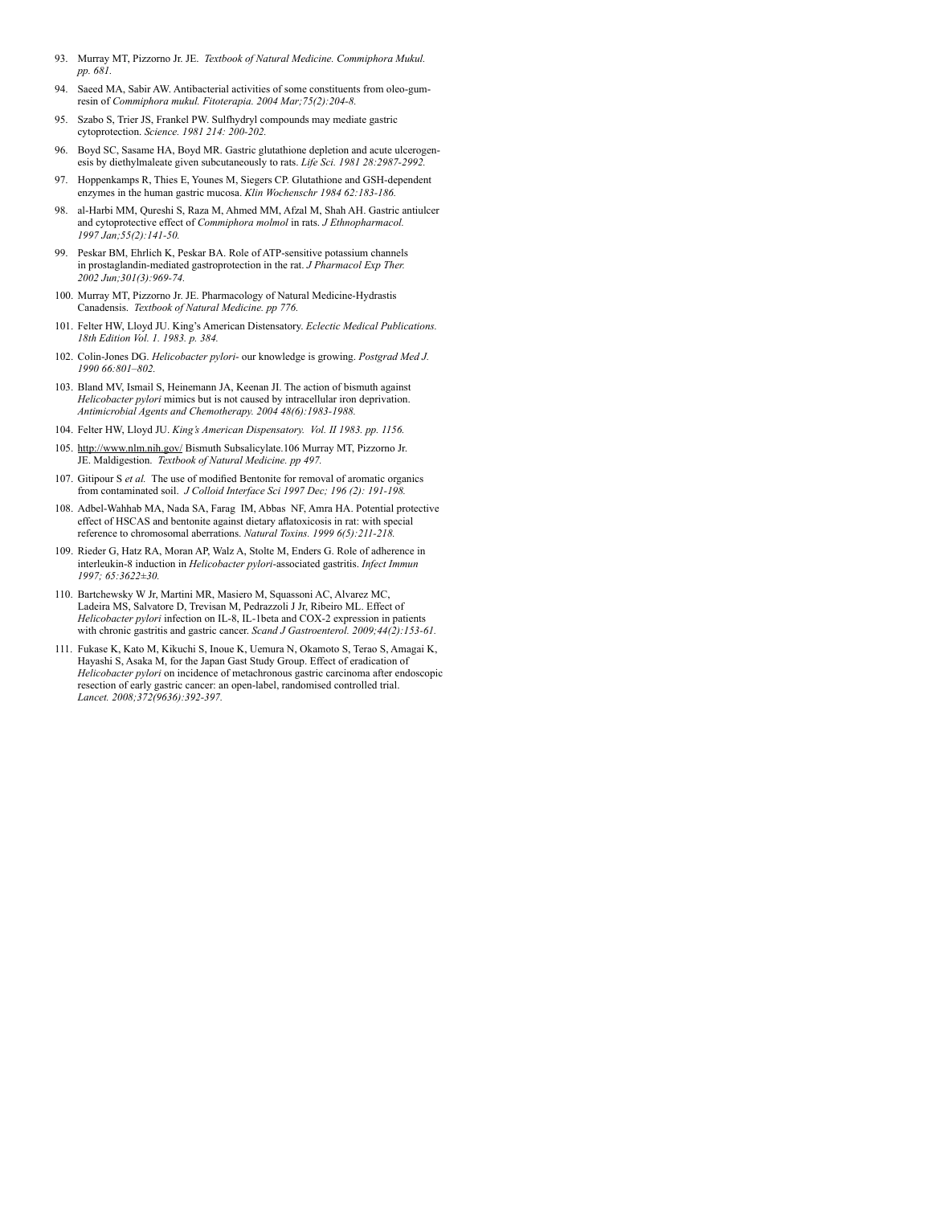93. Murray MT, Pizzorno Jr. JE. *Textbook of Natural Medicine. Commiphora Mukul. pp. 681.*

94. Saeed MA, Sabir AW. Antibacterial activities of some constituents from oleo-gum-resin of *Commiphora mukul. Fitoterapia. 2004 Mar;75(2):204-8.*

95. Szabo S, Trier JS, Frankel PW. Sulfhydryl compounds may mediate gastric cytoprotection. *Science. 1981 214: 200-202.*

96. Boyd SC, Sasame HA, Boyd MR. Gastric glutathione depletion and acute ulcerogenesis by diethylmaleate given subcutaneously to rats. *Life Sci. 1981 28:2987-2992.*

97. Hoppenkamps R, Thies E, Younes M, Siegers CP. Glutathione and GSH-dependent enzymes in the human gastric mucosa. *Klin Wochenschr 1984 62:183-186.*

98. al-Harbi MM, Qureshi S, Raza M, Ahmed MM, Afzal M, Shah AH. Gastric antiulcer and cytoprotective effect of *Commiphora molmol* in rats. *J Ethnopharmacol. 1997 Jan;55(2):141-50.*

99. Peskar BM, Ehrlich K, Peskar BA. Role of ATP-sensitive potassium channels in prostaglandin-mediated gastroprotection in the rat. *J Pharmacol Exp Ther. 2002 Jun;301(3):969-74.*

100. Murray MT, Pizzorno Jr. JE. Pharmacology of Natural Medicine-Hydrastis Canadensis. *Textbook of Natural Medicine. pp 776.*

101. Felter HW, Lloyd JU. King's American Distensatory. *Eclectic Medical Publications. 18th Edition Vol. 1. 1983. p. 384.*

102. Colin-Jones DG. *Helicobacter pylori-* our knowledge is growing. *Postgrad Med J. 1990 66:801–802.*

103. Bland MV, Ismail S, Heinemann JA, Keenan JI. The action of bismuth against *Helicobacter pylori* mimics but is not caused by intracellular iron deprivation. *Antimicrobial Agents and Chemotherapy. 2004 48(6):1983-1988.*

104. Felter HW, Lloyd JU. *King's American Dispensatory. Vol. II 1983. pp. 1156.*

105. http://www.nlm.nih.gov/ Bismuth Subsalicylate.106 Murray MT, Pizzorno Jr. JE. Maldigestion. *Textbook of Natural Medicine. pp 497.*

107. Gitipour S *et al.* The use of modified Bentonite for removal of aromatic organics from contaminated soil. *J Colloid Interface Sci 1997 Dec; 196 (2): 191-198.*

108. Adbel-Wahhab MA, Nada SA, Farag IM, Abbas NF, Amra HA. Potential protective effect of HSCAS and bentonite against dietary aflatoxicosis in rat: with special reference to chromosomal aberrations. *Natural Toxins. 1999 6(5):211-218.*

109. Rieder G, Hatz RA, Moran AP, Walz A, Stolte M, Enders G. Role of adherence in interleukin-8 induction in *Helicobacter pylori*-associated gastritis. *Infect Immun 1997; 65:3622±30.*

110. Bartchewsky W Jr, Martini MR, Masiero M, Squassoni AC, Alvarez MC, Ladeira MS, Salvatore D, Trevisan M, Pedrazzoli J Jr, Ribeiro ML. Effect of *Helicobacter pylori* infection on IL-8, IL-1beta and COX-2 expression in patients with chronic gastritis and gastric cancer. *Scand J Gastroenterol. 2009;44(2):153-61.*

111. Fukase K, Kato M, Kikuchi S, Inoue K, Uemura N, Okamoto S, Terao S, Amagai K, Hayashi S, Asaka M, for the Japan Gast Study Group. Effect of eradication of *Helicobacter pylori* on incidence of metachronous gastric carcinoma after endoscopic resection of early gastric cancer: an open-label, randomised controlled trial. *Lancet. 2008;372(9636):392-397.*